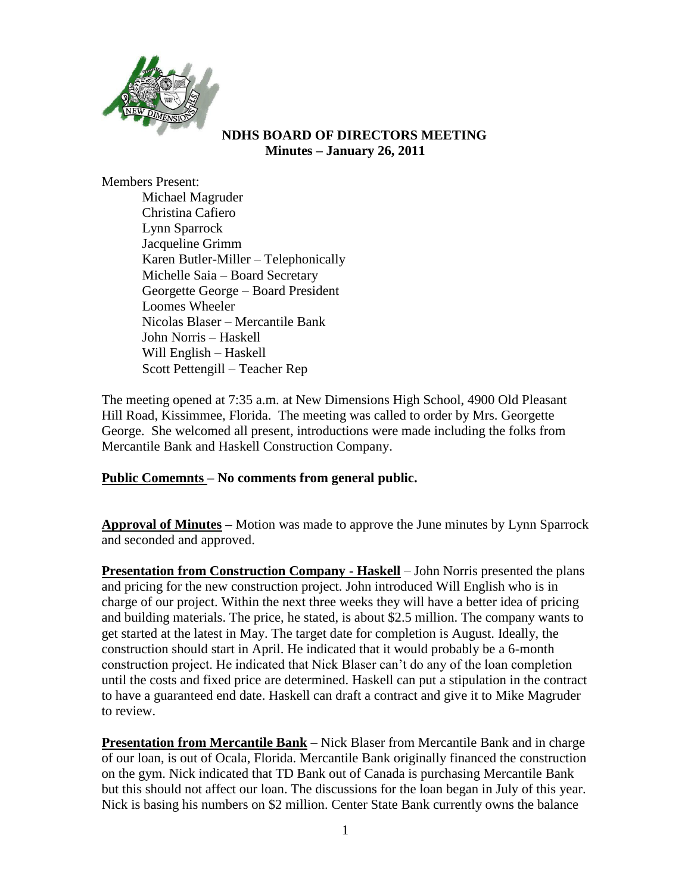# NDHS BOARD OF DIRECTORS MEETING
## Minutes – January 26, 2011

Members Present:

- Michael Magruder
- Christina Cafiero
- Lynn Sparrock
- Jacqueline Grimm
- Karen Butler-Miller – Telephonically
- Michelle Saia – Board Secretary
- Georgette George – Board President
- Loomes Wheeler
- Nicolas Blaser – Mercantile Bank
- John Norris – Haskell
- Will English – Haskell
- Scott Pettengill – Teacher Rep

The meeting opened at 7:35 a.m. at New Dimensions High School, 4900 Old Pleasant Hill Road, Kissimmee, Florida. The meeting was called to order by Mrs. Georgette George. She welcomed all present, introductions were made including the folks from Mercantile Bank and Haskell Construction Company.

**Public Comemnts – No comments from general public.**

**Approval of Minutes –** Motion was made to approve the June minutes by Lynn Sparrock and seconded and approved.

**Presentation from Construction Company - Haskell** – John Norris presented the plans and pricing for the new construction project. John introduced Will English who is in charge of our project. Within the next three weeks they will have a better idea of pricing and building materials. The price, he stated, is about $2.5 million. The company wants to get started at the latest in May. The target date for completion is August. Ideally, the construction should start in April. He indicated that it would probably be a 6-month construction project. He indicated that Nick Blaser can't do any of the loan completion until the costs and fixed price are determined. Haskell can put a stipulation in the contract to have a guaranteed end date. Haskell can draft a contract and give it to Mike Magruder to review.

**Presentation from Mercantile Bank** – Nick Blaser from Mercantile Bank and in charge of our loan, is out of Ocala, Florida. Mercantile Bank originally financed the construction on the gym. Nick indicated that TD Bank out of Canada is purchasing Mercantile Bank but this should not affect our loan. The discussions for the loan began in July of this year. Nick is basing his numbers on $2 million. Center State Bank currently owns the balance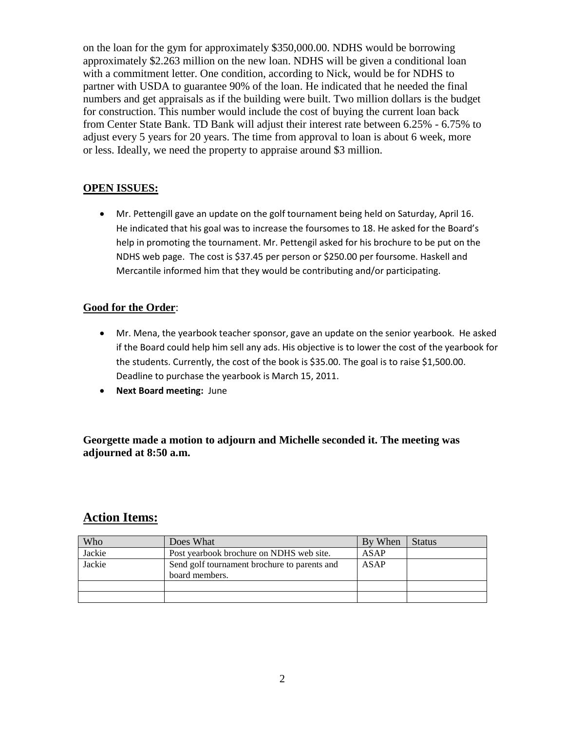on the loan for the gym for approximately $350,000.00. NDHS would be borrowing approximately $2.263 million on the new loan. NDHS will be given a conditional loan with a commitment letter. One condition, according to Nick, would be for NDHS to partner with USDA to guarantee 90% of the loan. He indicated that he needed the final numbers and get appraisals as if the building were built. Two million dollars is the budget for construction. This number would include the cost of buying the current loan back from Center State Bank. TD Bank will adjust their interest rate between 6.25% - 6.75% to adjust every 5 years for 20 years. The time from approval to loan is about 6 week, more or less. Ideally, we need the property to appraise around $3 million.

## **OPEN ISSUES:**

- Mr. Pettengill gave an update on the golf tournament being held on Saturday, April 16. He indicated that his goal was to increase the foursomes to 18. He asked for the Board's help in promoting the tournament. Mr. Pettengil asked for his brochure to be put on the NDHS web page. The cost is $37.45 per person or $250.00 per foursome. Haskell and Mercantile informed him that they would be contributing and/or participating.

## **Good for the Order**:

- Mr. Mena, the yearbook teacher sponsor, gave an update on the senior yearbook. He asked if the Board could help him sell any ads. His objective is to lower the cost of the yearbook for the students. Currently, the cost of the book is $35.00. The goal is to raise $1,500.00. Deadline to purchase the yearbook is March 15, 2011.
- **Next Board meeting:** June

**Georgette made a motion to adjourn and Michelle seconded it. The meeting was adjourned at 8:50 a.m.**

## **Action Items:**

| Who | Does What | By When | Status |
|---|---|---|---|
| Jackie | Post yearbook brochure on NDHS web site. | ASAP | |
| Jackie | Send golf tournament brochure to parents and board members. | ASAP | |
| | | | |
| | | | |